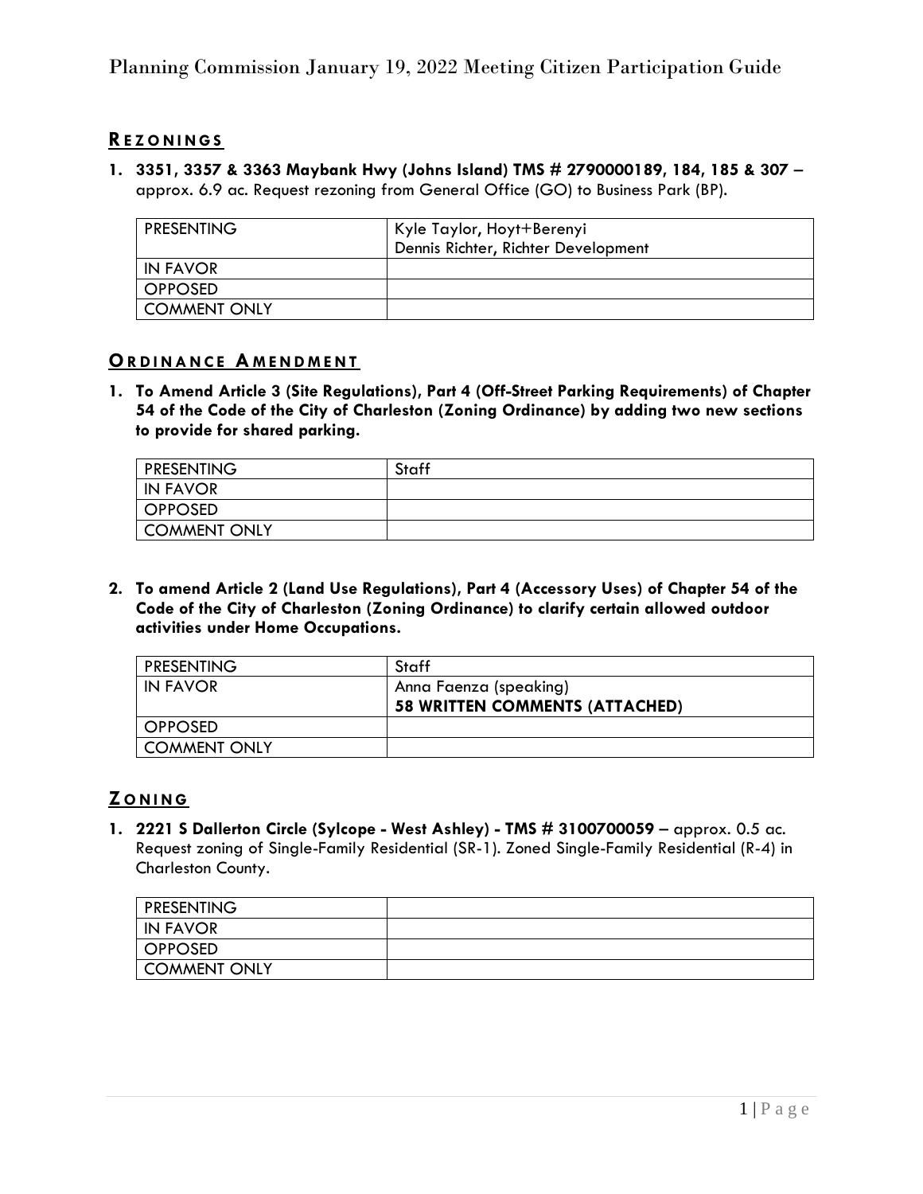# Planning Commission January 19, 2022 Meeting Citizen Participation Guide

## REZONINGS

**1. 3351, 3357 & 3363 Maybank Hwy (Johns Island) TMS # 2790000189, 184, 185 & 307 –** approx. 6.9 ac. Request rezoning from General Office (GO) to Business Park (BP).

| PRESENTING | Kyle Taylor, Hoyt+Berenyi<br>Dennis Richter, Richter Development |
|---|---|
| IN FAVOR | |
| OPPOSED | |
| COMMENT ONLY | |

## ORDINANCE AMENDMENT

**1. To Amend Article 3 (Site Regulations), Part 4 (Off-Street Parking Requirements) of Chapter 54 of the Code of the City of Charleston (Zoning Ordinance) by adding two new sections to provide for shared parking.**

| PRESENTING | Staff |
|---|---|
| IN FAVOR | |
| OPPOSED | |
| COMMENT ONLY | |

**2. To amend Article 2 (Land Use Regulations), Part 4 (Accessory Uses) of Chapter 54 of the Code of the City of Charleston (Zoning Ordinance) to clarify certain allowed outdoor activities under Home Occupations.**

| PRESENTING | Staff |
|---|---|
| IN FAVOR | Anna Faenza (speaking)<br>**58 WRITTEN COMMENTS (ATTACHED)** |
| OPPOSED | |
| COMMENT ONLY | |

## ZONING

**1. 2221 S Dallerton Circle (Sylcope - West Ashley) - TMS # 3100700059 –** approx. 0.5 ac. Request zoning of Single-Family Residential (SR-1). Zoned Single-Family Residential (R-4) in Charleston County.

| PRESENTING | |
|---|---|
| IN FAVOR | |
| OPPOSED | |
| COMMENT ONLY | |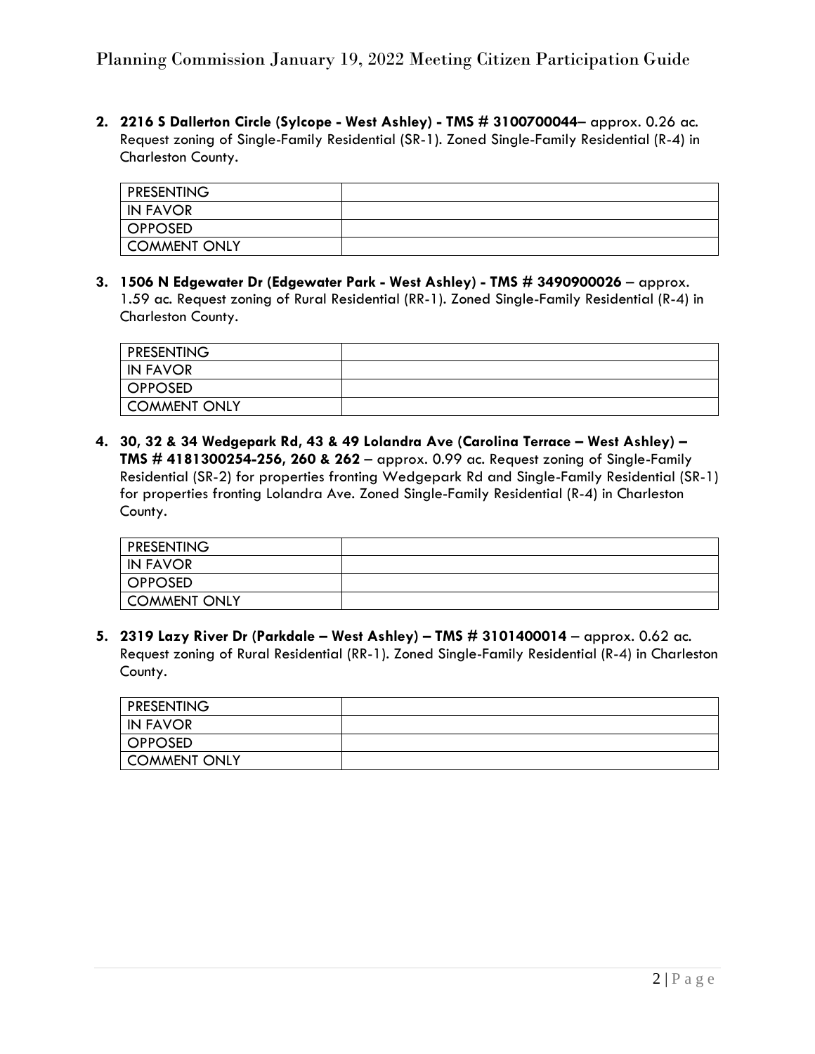2. **2216 S Dallerton Circle (Sylcope - West Ashley) - TMS # 3100700044**– approx. 0.26 ac. Request zoning of Single-Family Residential (SR-1). Zoned Single-Family Residential (R-4) in Charleston County.

| PRESENTING | |
|---|---|
| IN FAVOR | |
| OPPOSED | |
| COMMENT ONLY | |

3. **1506 N Edgewater Dr (Edgewater Park - West Ashley) - TMS # 3490900026** – approx. 1.59 ac. Request zoning of Rural Residential (RR-1). Zoned Single-Family Residential (R-4) in Charleston County.

| PRESENTING | |
|---|---|
| IN FAVOR | |
| OPPOSED | |
| COMMENT ONLY | |

4. **30, 32 & 34 Wedgepark Rd, 43 & 49 Lolandra Ave (Carolina Terrace – West Ashley) – TMS # 4181300254-256, 260 & 262** – approx. 0.99 ac. Request zoning of Single-Family Residential (SR-2) for properties fronting Wedgepark Rd and Single-Family Residential (SR-1) for properties fronting Lolandra Ave. Zoned Single-Family Residential (R-4) in Charleston County.

| PRESENTING | |
|---|---|
| IN FAVOR | |
| OPPOSED | |
| COMMENT ONLY | |

5. **2319 Lazy River Dr (Parkdale – West Ashley) – TMS # 3101400014** – approx. 0.62 ac. Request zoning of Rural Residential (RR-1). Zoned Single-Family Residential (R-4) in Charleston County.

| PRESENTING | |
|---|---|
| IN FAVOR | |
| OPPOSED | |
| COMMENT ONLY | |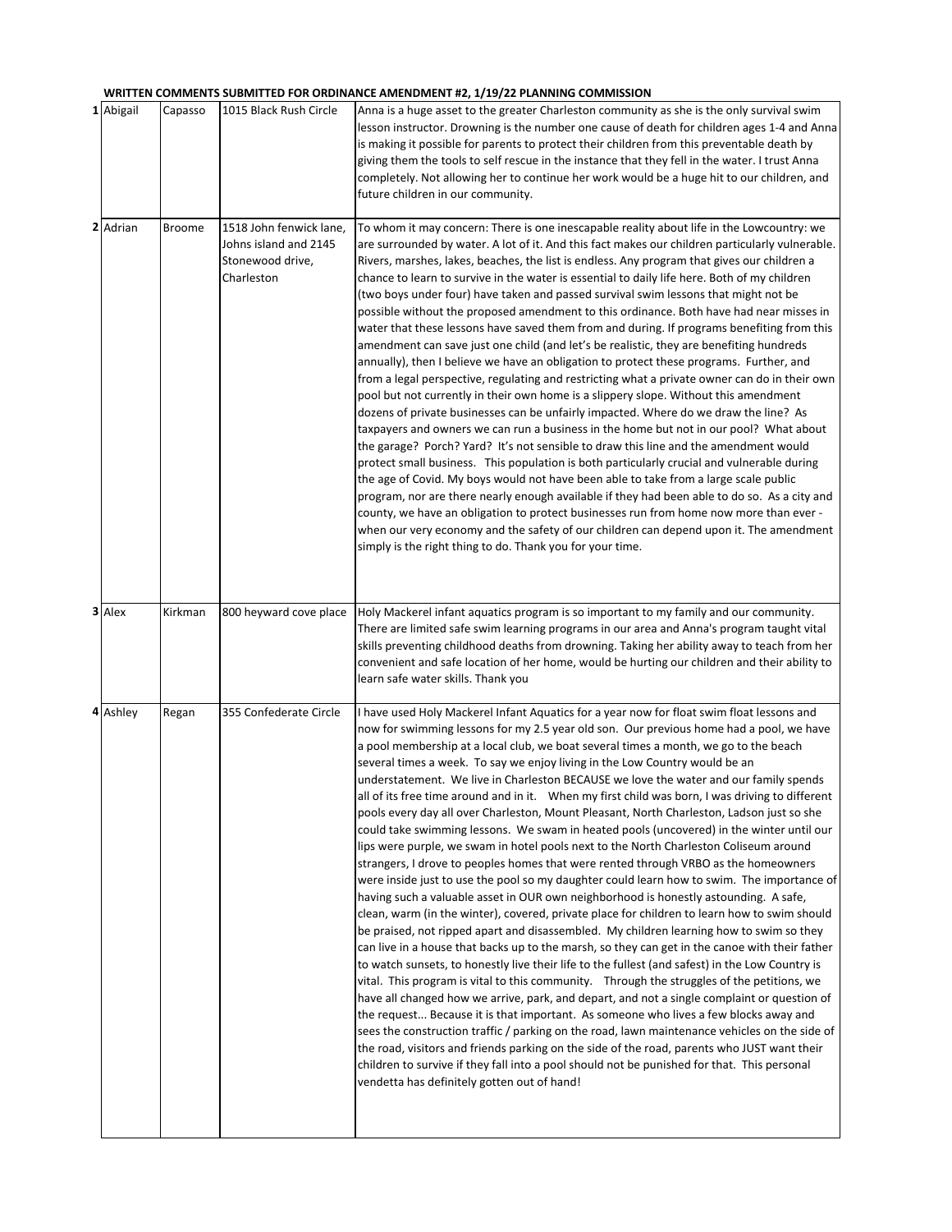**WRITTEN COMMENTS SUBMITTED FOR ORDINANCE AMENDMENT #2, 1/19/22 PLANNING COMMISSION**

| # | First Name | Last Name | Address | Comment |
|---|---|---|---|---|
| 1 | Abigail | Capasso | 1015 Black Rush Circle | Anna is a huge asset to the greater Charleston community as she is the only survival swim lesson instructor. Drowning is the number one cause of death for children ages 1-4 and Anna is making it possible for parents to protect their children from this preventable death by giving them the tools to self rescue in the instance that they fell in the water. I trust Anna completely. Not allowing her to continue her work would be a huge hit to our children, and future children in our community. |
| 2 | Adrian | Broome | 1518 John fenwick lane, Johns island and 2145 Stonewood drive, Charleston | To whom it may concern: There is one inescapable reality about life in the Lowcountry: we are surrounded by water. A lot of it. And this fact makes our children particularly vulnerable. Rivers, marshes, lakes, beaches, the list is endless. Any program that gives our children a chance to learn to survive in the water is essential to daily life here. Both of my children (two boys under four) have taken and passed survival swim lessons that might not be possible without the proposed amendment to this ordinance. Both have had near misses in water that these lessons have saved them from and during. If programs benefiting from this amendment can save just one child (and let's be realistic, they are benefiting hundreds annually), then I believe we have an obligation to protect these programs. Further, and from a legal perspective, regulating and restricting what a private owner can do in their own pool but not currently in their own home is a slippery slope. Without this amendment dozens of private businesses can be unfairly impacted. Where do we draw the line? As taxpayers and owners we can run a business in the home but not in our pool? What about the garage? Porch? Yard? It's not sensible to draw this line and the amendment would protect small business. This population is both particularly crucial and vulnerable during the age of Covid. My boys would not have been able to take from a large scale public program, nor are there nearly enough available if they had been able to do so. As a city and county, we have an obligation to protect businesses run from home now more than ever - when our very economy and the safety of our children can depend upon it. The amendment simply is the right thing to do. Thank you for your time. |
| 3 | Alex | Kirkman | 800 heyward cove place | Holy Mackerel infant aquatics program is so important to my family and our community. There are limited safe swim learning programs in our area and Anna's program taught vital skills preventing childhood deaths from drowning. Taking her ability away to teach from her convenient and safe location of her home, would be hurting our children and their ability to learn safe water skills. Thank you |
| 4 | Ashley | Regan | 355 Confederate Circle | I have used Holy Mackerel Infant Aquatics for a year now for float swim float lessons and now for swimming lessons for my 2.5 year old son. Our previous home had a pool, we have a pool membership at a local club, we boat several times a month, we go to the beach several times a week. To say we enjoy living in the Low Country would be an understatement. We live in Charleston BECAUSE we love the water and our family spends all of its free time around and in it. When my first child was born, I was driving to different pools every day all over Charleston, Mount Pleasant, North Charleston, Ladson just so she could take swimming lessons. We swam in heated pools (uncovered) in the winter until our lips were purple, we swam in hotel pools next to the North Charleston Coliseum around strangers, I drove to peoples homes that were rented through VRBO as the homeowners were inside just to use the pool so my daughter could learn how to swim. The importance of having such a valuable asset in OUR own neighborhood is honestly astounding. A safe, clean, warm (in the winter), covered, private place for children to learn how to swim should be praised, not ripped apart and disassembled. My children learning how to swim so they can live in a house that backs up to the marsh, so they can get in the canoe with their father to watch sunsets, to honestly live their life to the fullest (and safest) in the Low Country is vital. This program is vital to this community. Through the struggles of the petitions, we have all changed how we arrive, park, and depart, and not a single complaint or question of the request... Because it is that important. As someone who lives a few blocks away and sees the construction traffic / parking on the road, lawn maintenance vehicles on the side of the road, visitors and friends parking on the side of the road, parents who JUST want their children to survive if they fall into a pool should not be punished for that. This personal vendetta has definitely gotten out of hand! |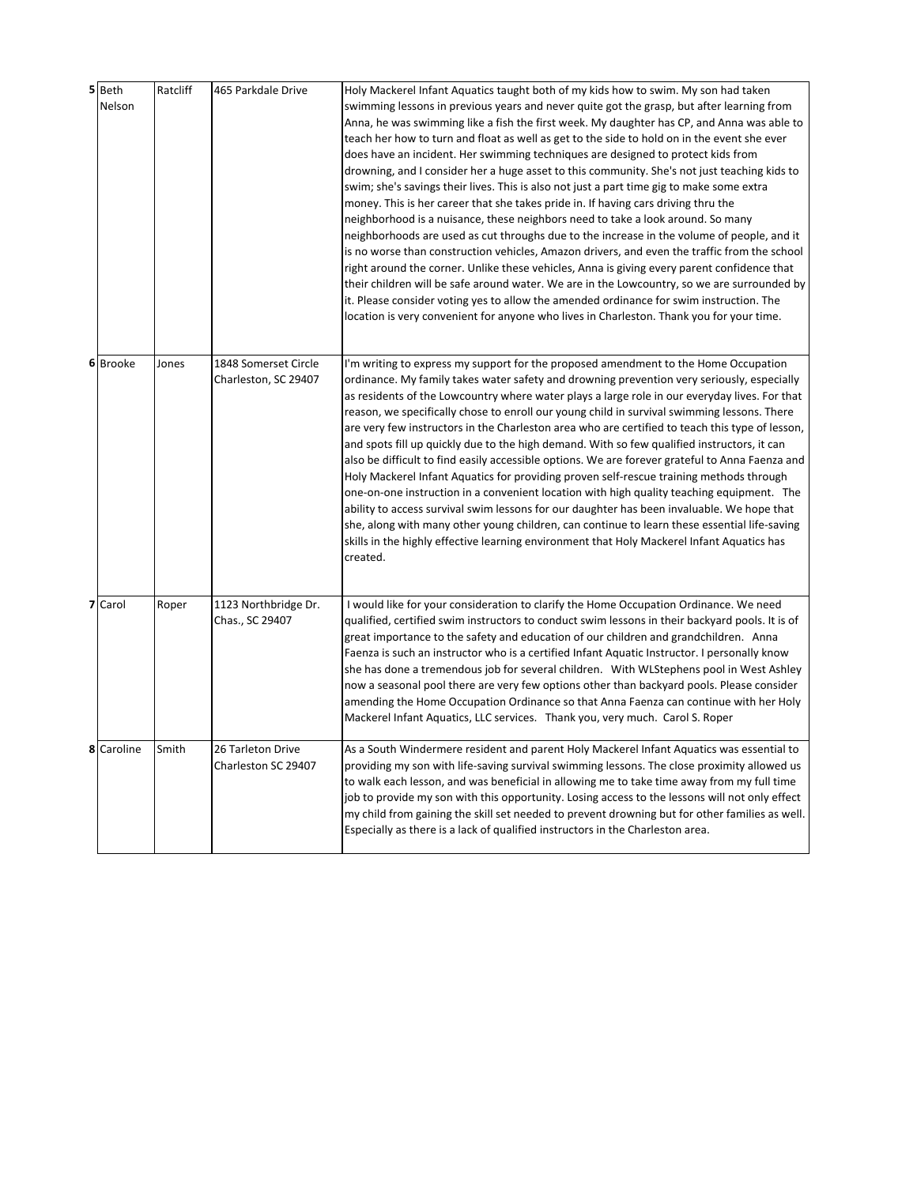| 5 | Beth Nelson | Ratcliff | 465 Parkdale Drive | Holy Mackerel Infant Aquatics taught both of my kids how to swim. My son had taken swimming lessons in previous years and never quite got the grasp, but after learning from Anna, he was swimming like a fish the first week. My daughter has CP, and Anna was able to teach her how to turn and float as well as get to the side to hold on in the event she ever does have an incident. Her swimming techniques are designed to protect kids from drowning, and I consider her a huge asset to this community. She's not just teaching kids to swim; she's savings their lives. This is also not just a part time gig to make some extra money. This is her career that she takes pride in. If having cars driving thru the neighborhood is a nuisance, these neighbors need to take a look around. So many neighborhoods are used as cut throughs due to the increase in the volume of people, and it is no worse than construction vehicles, Amazon drivers, and even the traffic from the school right around the corner. Unlike these vehicles, Anna is giving every parent confidence that their children will be safe around water. We are in the Lowcountry, so we are surrounded by it. Please consider voting yes to allow the amended ordinance for swim instruction. The location is very convenient for anyone who lives in Charleston. Thank you for your time. |
|---|---|---|---|---|
| 6 | Brooke | Jones | 1848 Somerset Circle Charleston, SC 29407 | I'm writing to express my support for the proposed amendment to the Home Occupation ordinance. My family takes water safety and drowning prevention very seriously, especially as residents of the Lowcountry where water plays a large role in our everyday lives. For that reason, we specifically chose to enroll our young child in survival swimming lessons. There are very few instructors in the Charleston area who are certified to teach this type of lesson, and spots fill up quickly due to the high demand. With so few qualified instructors, it can also be difficult to find easily accessible options. We are forever grateful to Anna Faenza and Holy Mackerel Infant Aquatics for providing proven self-rescue training methods through one-on-one instruction in a convenient location with high quality teaching equipment. The ability to access survival swim lessons for our daughter has been invaluable. We hope that she, along with many other young children, can continue to learn these essential life-saving skills in the highly effective learning environment that Holy Mackerel Infant Aquatics has created. |
| 7 | Carol | Roper | 1123 Northbridge Dr. Chas., SC 29407 | I would like for your consideration to clarify the Home Occupation Ordinance. We need qualified, certified swim instructors to conduct swim lessons in their backyard pools. It is of great importance to the safety and education of our children and grandchildren. Anna Faenza is such an instructor who is a certified Infant Aquatic Instructor. I personally know she has done a tremendous job for several children. With WLStephens pool in West Ashley now a seasonal pool there are very few options other than backyard pools. Please consider amending the Home Occupation Ordinance so that Anna Faenza can continue with her Holy Mackerel Infant Aquatics, LLC services. Thank you, very much. Carol S. Roper |
| 8 | Caroline | Smith | 26 Tarleton Drive Charleston SC 29407 | As a South Windermere resident and parent Holy Mackerel Infant Aquatics was essential to providing my son with life-saving survival swimming lessons. The close proximity allowed us to walk each lesson, and was beneficial in allowing me to take time away from my full time job to provide my son with this opportunity. Losing access to the lessons will not only effect my child from gaining the skill set needed to prevent drowning but for other families as well. Especially as there is a lack of qualified instructors in the Charleston area. |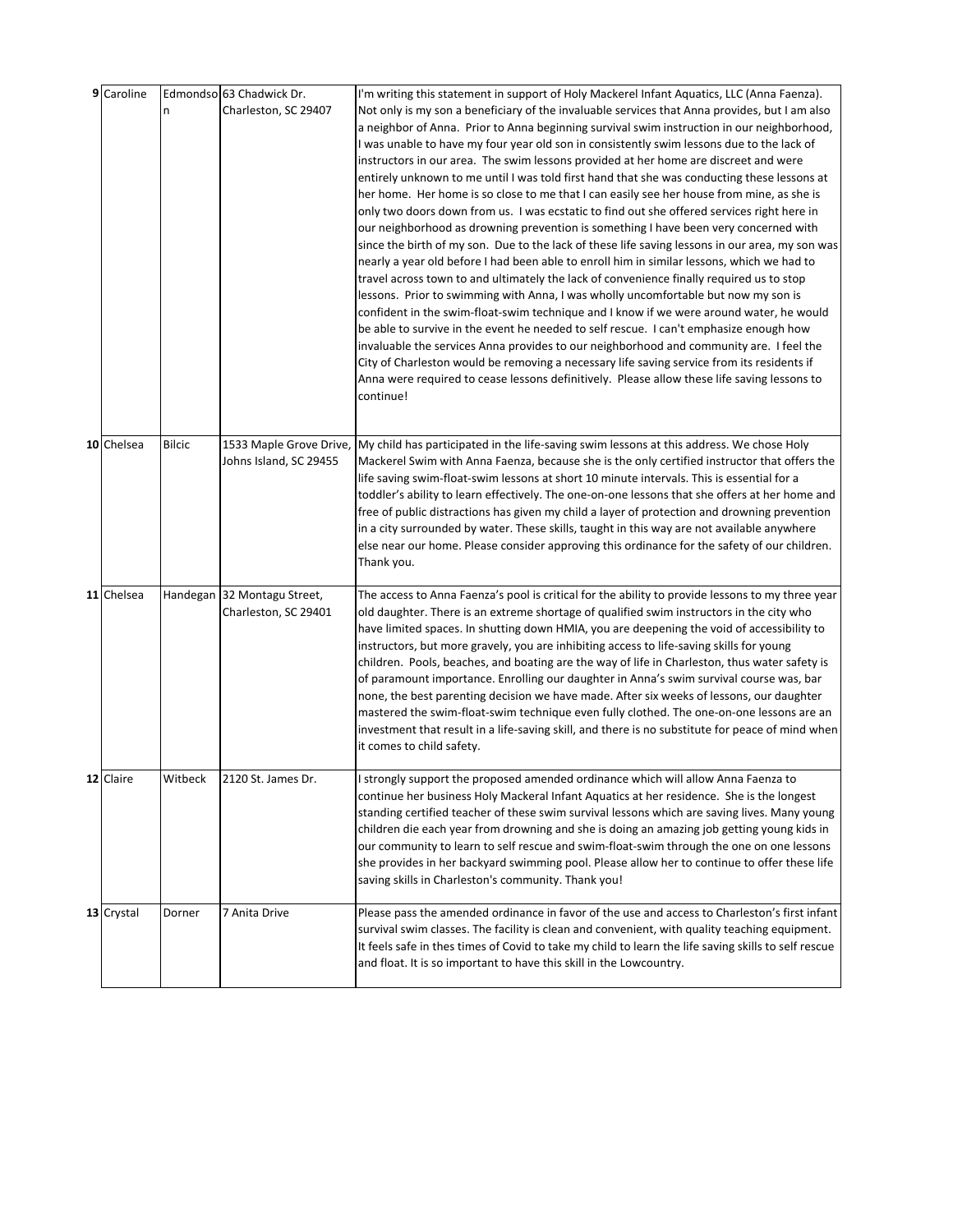| | | | | |
|---|---|---|---|---|
| 9 | Caroline | Edmondson | 63 Chadwick Dr. Charleston, SC 29407 | I'm writing this statement in support of Holy Mackerel Infant Aquatics, LLC (Anna Faenza). Not only is my son a beneficiary of the invaluable services that Anna provides, but I am also a neighbor of Anna. Prior to Anna beginning survival swim instruction in our neighborhood, I was unable to have my four year old son in consistently swim lessons due to the lack of instructors in our area. The swim lessons provided at her home are discreet and were entirely unknown to me until I was told first hand that she was conducting these lessons at her home. Her home is so close to me that I can easily see her house from mine, as she is only two doors down from us. I was ecstatic to find out she offered services right here in our neighborhood as drowning prevention is something I have been very concerned with since the birth of my son. Due to the lack of these life saving lessons in our area, my son was nearly a year old before I had been able to enroll him in similar lessons, which we had to travel across town to and ultimately the lack of convenience finally required us to stop lessons. Prior to swimming with Anna, I was wholly uncomfortable but now my son is confident in the swim-float-swim technique and I know if we were around water, he would be able to survive in the event he needed to self rescue. I can't emphasize enough how invaluable the services Anna provides to our neighborhood and community are. I feel the City of Charleston would be removing a necessary life saving service from its residents if Anna were required to cease lessons definitively. Please allow these life saving lessons to continue! |
| 10 | Chelsea | Bilcic | 1533 Maple Grove Drive, Johns Island, SC 29455 | My child has participated in the life-saving swim lessons at this address. We chose Holy Mackerel Swim with Anna Faenza, because she is the only certified instructor that offers the life saving swim-float-swim lessons at short 10 minute intervals. This is essential for a toddler's ability to learn effectively. The one-on-one lessons that she offers at her home and free of public distractions has given my child a layer of protection and drowning prevention in a city surrounded by water. These skills, taught in this way are not available anywhere else near our home. Please consider approving this ordinance for the safety of our children. Thank you. |
| 11 | Chelsea | Handegan | 32 Montagu Street, Charleston, SC 29401 | The access to Anna Faenza's pool is critical for the ability to provide lessons to my three year old daughter. There is an extreme shortage of qualified swim instructors in the city who have limited spaces. In shutting down HMIA, you are deepening the void of accessibility to instructors, but more gravely, you are inhibiting access to life-saving skills for young children. Pools, beaches, and boating are the way of life in Charleston, thus water safety is of paramount importance. Enrolling our daughter in Anna's swim survival course was, bar none, the best parenting decision we have made. After six weeks of lessons, our daughter mastered the swim-float-swim technique even fully clothed. The one-on-one lessons are an investment that result in a life-saving skill, and there is no substitute for peace of mind when it comes to child safety. |
| 12 | Claire | Witbeck | 2120 St. James Dr. | I strongly support the proposed amended ordinance which will allow Anna Faenza to continue her business Holy Mackeral Infant Aquatics at her residence. She is the longest standing certified teacher of these swim survival lessons which are saving lives. Many young children die each year from drowning and she is doing an amazing job getting young kids in our community to learn to self rescue and swim-float-swim through the one on one lessons she provides in her backyard swimming pool. Please allow her to continue to offer these life saving skills in Charleston's community. Thank you! |
| 13 | Crystal | Dorner | 7 Anita Drive | Please pass the amended ordinance in favor of the use and access to Charleston's first infant survival swim classes. The facility is clean and convenient, with quality teaching equipment. It feels safe in thes times of Covid to take my child to learn the life saving skills to self rescue and float. It is so important to have this skill in the Lowcountry. |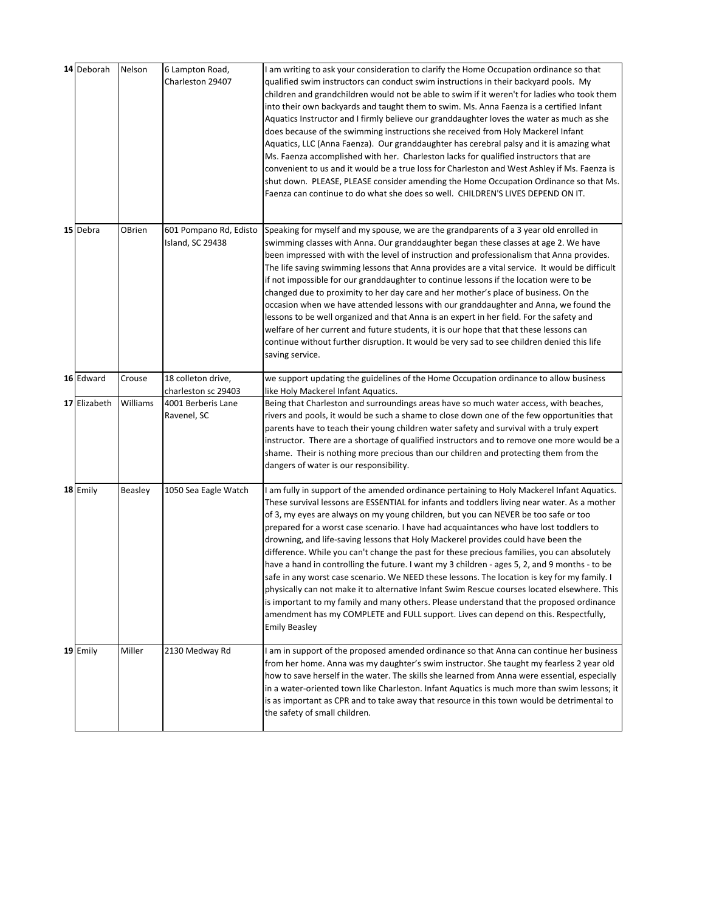| | | | | |
|---|---|---|---|---|
| 14 | Deborah | Nelson | 6 Lampton Road, Charleston 29407 | I am writing to ask your consideration to clarify the Home Occupation ordinance so that qualified swim instructors can conduct swim instructions in their backyard pools. My children and grandchildren would not be able to swim if it weren't for ladies who took them into their own backyards and taught them to swim. Ms. Anna Faenza is a certified Infant Aquatics Instructor and I firmly believe our granddaughter loves the water as much as she does because of the swimming instructions she received from Holy Mackerel Infant Aquatics, LLC (Anna Faenza). Our granddaughter has cerebral palsy and it is amazing what Ms. Faenza accomplished with her. Charleston lacks for qualified instructors that are convenient to us and it would be a true loss for Charleston and West Ashley if Ms. Faenza is shut down. PLEASE, PLEASE consider amending the Home Occupation Ordinance so that Ms. Faenza can continue to do what she does so well. CHILDREN'S LIVES DEPEND ON IT. |
| 15 | Debra | OBrien | 601 Pompano Rd, Edisto Island, SC 29438 | Speaking for myself and my spouse, we are the grandparents of a 3 year old enrolled in swimming classes with Anna. Our granddaughter began these classes at age 2. We have been impressed with with the level of instruction and professionalism that Anna provides. The life saving swimming lessons that Anna provides are a vital service. It would be difficult if not impossible for our granddaughter to continue lessons if the location were to be changed due to proximity to her day care and her mother's place of business. On the occasion when we have attended lessons with our granddaughter and Anna, we found the lessons to be well organized and that Anna is an expert in her field. For the safety and welfare of her current and future students, it is our hope that that these lessons can continue without further disruption. It would be very sad to see children denied this life saving service. |
| 16 | Edward | Crouse | 18 colleton drive, charleston sc 29403 | we support updating the guidelines of the Home Occupation ordinance to allow business like Holy Mackerel Infant Aquatics. |
| 17 | Elizabeth | Williams | 4001 Berberis Lane Ravenel, SC | Being that Charleston and surroundings areas have so much water access, with beaches, rivers and pools, it would be such a shame to close down one of the few opportunities that parents have to teach their young children water safety and survival with a truly expert instructor. There are a shortage of qualified instructors and to remove one more would be a shame. Their is nothing more precious than our children and protecting them from the dangers of water is our responsibility. |
| 18 | Emily | Beasley | 1050 Sea Eagle Watch | I am fully in support of the amended ordinance pertaining to Holy Mackerel Infant Aquatics. These survival lessons are ESSENTIAL for infants and toddlers living near water. As a mother of 3, my eyes are always on my young children, but you can NEVER be too safe or too prepared for a worst case scenario. I have had acquaintances who have lost toddlers to drowning, and life-saving lessons that Holy Mackerel provides could have been the difference. While you can't change the past for these precious families, you can absolutely have a hand in controlling the future. I want my 3 children - ages 5, 2, and 9 months - to be safe in any worst case scenario. We NEED these lessons. The location is key for my family. I physically can not make it to alternative Infant Swim Rescue courses located elsewhere. This is important to my family and many others. Please understand that the proposed ordinance amendment has my COMPLETE and FULL support. Lives can depend on this. Respectfully, Emily Beasley |
| 19 | Emily | Miller | 2130 Medway Rd | I am in support of the proposed amended ordinance so that Anna can continue her business from her home. Anna was my daughter's swim instructor. She taught my fearless 2 year old how to save herself in the water. The skills she learned from Anna were essential, especially in a water-oriented town like Charleston. Infant Aquatics is much more than swim lessons; it is as important as CPR and to take away that resource in this town would be detrimental to the safety of small children. |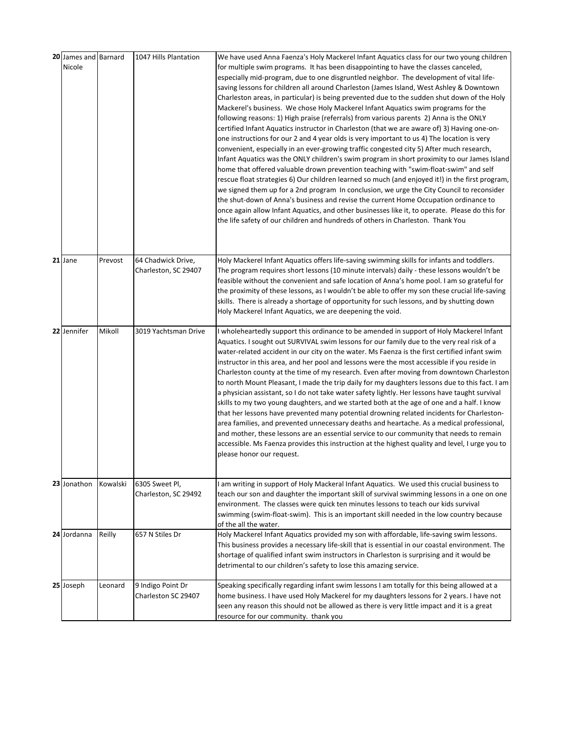| | | | | |
|---|---|---|---|---|
| 20 | James and Nicole | Barnard | 1047 Hills Plantation | We have used Anna Faenza's Holy Mackerel Infant Aquatics class for our two young children for multiple swim programs. It has been disappointing to have the classes canceled, especially mid-program, due to one disgruntled neighbor. The development of vital life-saving lessons for children all around Charleston (James Island, West Ashley & Downtown Charleston areas, in particular) is being prevented due to the sudden shut down of the Holy Mackerel's business. We chose Holy Mackerel Infant Aquatics swim programs for the following reasons: 1) High praise (referrals) from various parents 2) Anna is the ONLY certified Infant Aquatics instructor in Charleston (that we are aware of) 3) Having one-on-one instructions for our 2 and 4 year olds is very important to us 4) The location is very convenient, especially in an ever-growing traffic congested city 5) After much research, Infant Aquatics was the ONLY children's swim program in short proximity to our James Island home that offered valuable drown prevention teaching with "swim-float-swim" and self rescue float strategies 6) Our children learned so much (and enjoyed it!) in the first program, we signed them up for a 2nd program In conclusion, we urge the City Council to reconsider the shut-down of Anna's business and revise the current Home Occupation ordinance to once again allow Infant Aquatics, and other businesses like it, to operate. Please do this for the life safety of our children and hundreds of others in Charleston. Thank You |
| 21 | Jane | Prevost | 64 Chadwick Drive, Charleston, SC 29407 | Holy Mackerel Infant Aquatics offers life-saving swimming skills for infants and toddlers. The program requires short lessons (10 minute intervals) daily - these lessons wouldn't be feasible without the convenient and safe location of Anna's home pool. I am so grateful for the proximity of these lessons, as I wouldn't be able to offer my son these crucial life-saving skills. There is already a shortage of opportunity for such lessons, and by shutting down Holy Mackerel Infant Aquatics, we are deepening the void. |
| 22 | Jennifer | Mikoll | 3019 Yachtsman Drive | I wholeheartedly support this ordinance to be amended in support of Holy Mackerel Infant Aquatics. I sought out SURVIVAL swim lessons for our family due to the very real risk of a water-related accident in our city on the water. Ms Faenza is the first certified infant swim instructor in this area, and her pool and lessons were the most accessible if you reside in Charleston county at the time of my research. Even after moving from downtown Charleston to north Mount Pleasant, I made the trip daily for my daughters lessons due to this fact. I am a physician assistant, so I do not take water safety lightly. Her lessons have taught survival skills to my two young daughters, and we started both at the age of one and a half. I know that her lessons have prevented many potential drowning related incidents for Charleston-area families, and prevented unnecessary deaths and heartache. As a medical professional, and mother, these lessons are an essential service to our community that needs to remain accessible. Ms Faenza provides this instruction at the highest quality and level, I urge you to please honor our request. |
| 23 | Jonathon | Kowalski | 6305 Sweet Pl, Charleston, SC 29492 | I am writing in support of Holy Mackeral Infant Aquatics. We used this crucial business to teach our son and daughter the important skill of survival swimming lessons in a one on one environment. The classes were quick ten minutes lessons to teach our kids survival swimming (swim-float-swim). This is an important skill needed in the low country because of the all the water. |
| 24 | Jordanna | Reilly | 657 N Stiles Dr | Holy Mackerel Infant Aquatics provided my son with affordable, life-saving swim lessons. This business provides a necessary life-skill that is essential in our coastal environment. The shortage of qualified infant swim instructors in Charleston is surprising and it would be detrimental to our children's safety to lose this amazing service. |
| 25 | Joseph | Leonard | 9 Indigo Point Dr Charleston SC 29407 | Speaking specifically regarding infant swim lessons I am totally for this being allowed at a home business. I have used Holy Mackerel for my daughters lessons for 2 years. I have not seen any reason this should not be allowed as there is very little impact and it is a great resource for our community. thank you |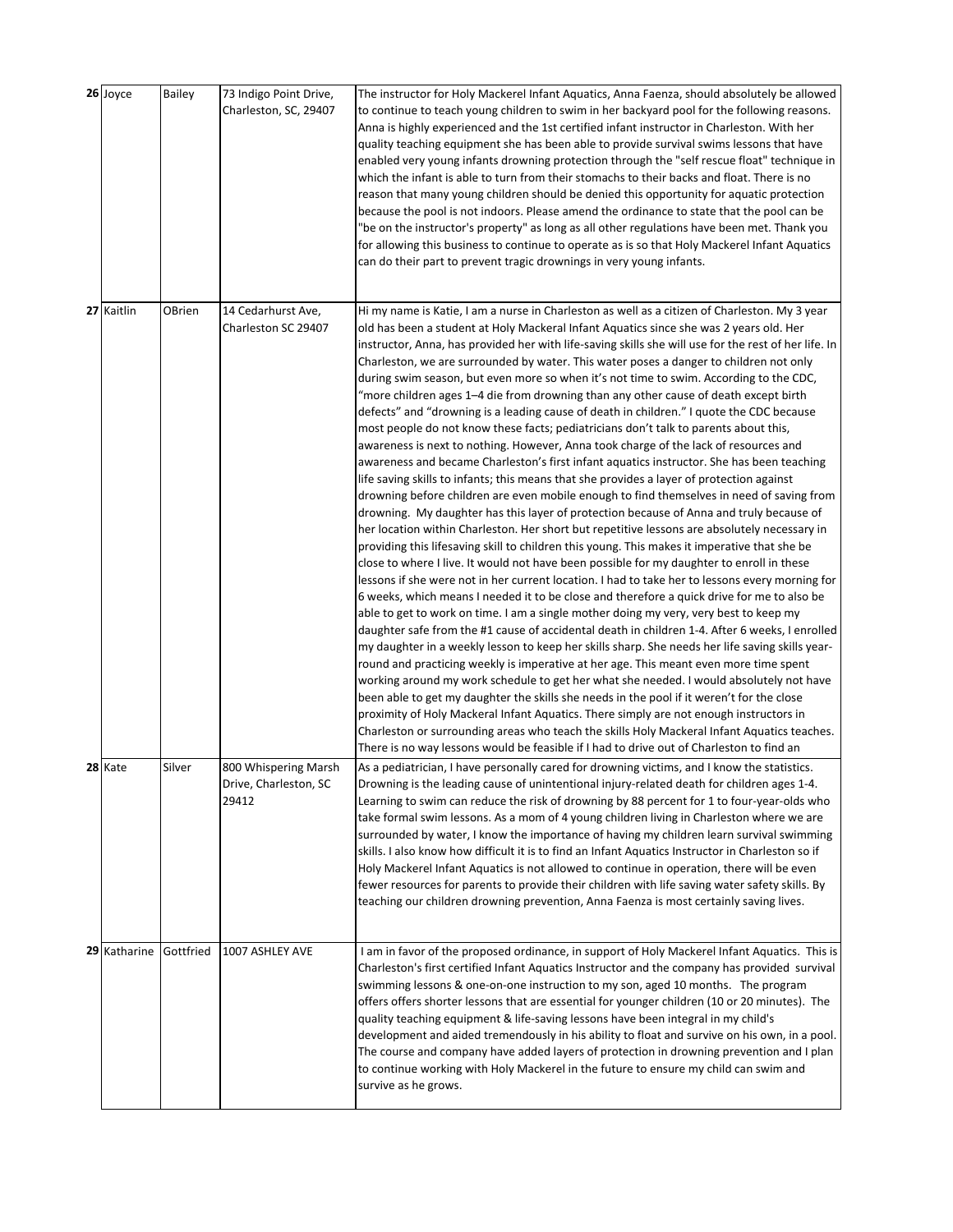| 26 | Joyce | Bailey | 73 Indigo Point Drive, Charleston, SC, 29407 | The instructor for Holy Mackerel Infant Aquatics, Anna Faenza, should absolutely be allowed to continue to teach young children to swim in her backyard pool for the following reasons. Anna is highly experienced and the 1st certified infant instructor in Charleston. With her quality teaching equipment she has been able to provide survival swims lessons that have enabled very young infants drowning protection through the "self rescue float" technique in which the infant is able to turn from their stomachs to their backs and float. There is no reason that many young children should be denied this opportunity for aquatic protection because the pool is not indoors. Please amend the ordinance to state that the pool can be "be on the instructor's property" as long as all other regulations have been met. Thank you for allowing this business to continue to operate as is so that Holy Mackerel Infant Aquatics can do their part to prevent tragic drownings in very young infants. |
|---|---|---|---|---|
| 27 | Kaitlin | OBrien | 14 Cedarhurst Ave, Charleston SC 29407 | Hi my name is Katie, I am a nurse in Charleston as well as a citizen of Charleston. My 3 year old has been a student at Holy Mackeral Infant Aquatics since she was 2 years old. Her instructor, Anna, has provided her with life-saving skills she will use for the rest of her life. In Charleston, we are surrounded by water. This water poses a danger to children not only during swim season, but even more so when it's not time to swim. According to the CDC, "more children ages 1–4 die from drowning than any other cause of death except birth defects" and "drowning is a leading cause of death in children." I quote the CDC because most people do not know these facts; pediatricians don't talk to parents about this, awareness is next to nothing. However, Anna took charge of the lack of resources and awareness and became Charleston's first infant aquatics instructor. She has been teaching life saving skills to infants; this means that she provides a layer of protection against drowning before children are even mobile enough to find themselves in need of saving from drowning. My daughter has this layer of protection because of Anna and truly because of her location within Charleston. Her short but repetitive lessons are absolutely necessary in providing this lifesaving skill to children this young. This makes it imperative that she be close to where I live. It would not have been possible for my daughter to enroll in these lessons if she were not in her current location. I had to take her to lessons every morning for 6 weeks, which means I needed it to be close and therefore a quick drive for me to also be able to get to work on time. I am a single mother doing my very, very best to keep my daughter safe from the #1 cause of accidental death in children 1-4. After 6 weeks, I enrolled my daughter in a weekly lesson to keep her skills sharp. She needs her life saving skills year-round and practicing weekly is imperative at her age. This meant even more time spent working around my work schedule to get her what she needed. I would absolutely not have been able to get my daughter the skills she needs in the pool if it weren't for the close proximity of Holy Mackeral Infant Aquatics. There simply are not enough instructors in Charleston or surrounding areas who teach the skills Holy Mackeral Infant Aquatics teaches. There is no way lessons would be feasible if I had to drive out of Charleston to find an |
| 28 | Kate | Silver | 800 Whispering Marsh Drive, Charleston, SC 29412 | As a pediatrician, I have personally cared for drowning victims, and I know the statistics. Drowning is the leading cause of unintentional injury-related death for children ages 1-4. Learning to swim can reduce the risk of drowning by 88 percent for 1 to four-year-olds who take formal swim lessons. As a mom of 4 young children living in Charleston where we are surrounded by water, I know the importance of having my children learn survival swimming skills. I also know how difficult it is to find an Infant Aquatics Instructor in Charleston so if Holy Mackerel Infant Aquatics is not allowed to continue in operation, there will be even fewer resources for parents to provide their children with life saving water safety skills. By teaching our children drowning prevention, Anna Faenza is most certainly saving lives. |
| 29 | Katharine | Gottfried | 1007 ASHLEY AVE | I am in favor of the proposed ordinance, in support of Holy Mackerel Infant Aquatics. This is Charleston's first certified Infant Aquatics Instructor and the company has provided survival swimming lessons & one-on-one instruction to my son, aged 10 months. The program offers offers shorter lessons that are essential for younger children (10 or 20 minutes). The quality teaching equipment & life-saving lessons have been integral in my child's development and aided tremendously in his ability to float and survive on his own, in a pool. The course and company have added layers of protection in drowning prevention and I plan to continue working with Holy Mackerel in the future to ensure my child can swim and survive as he grows. |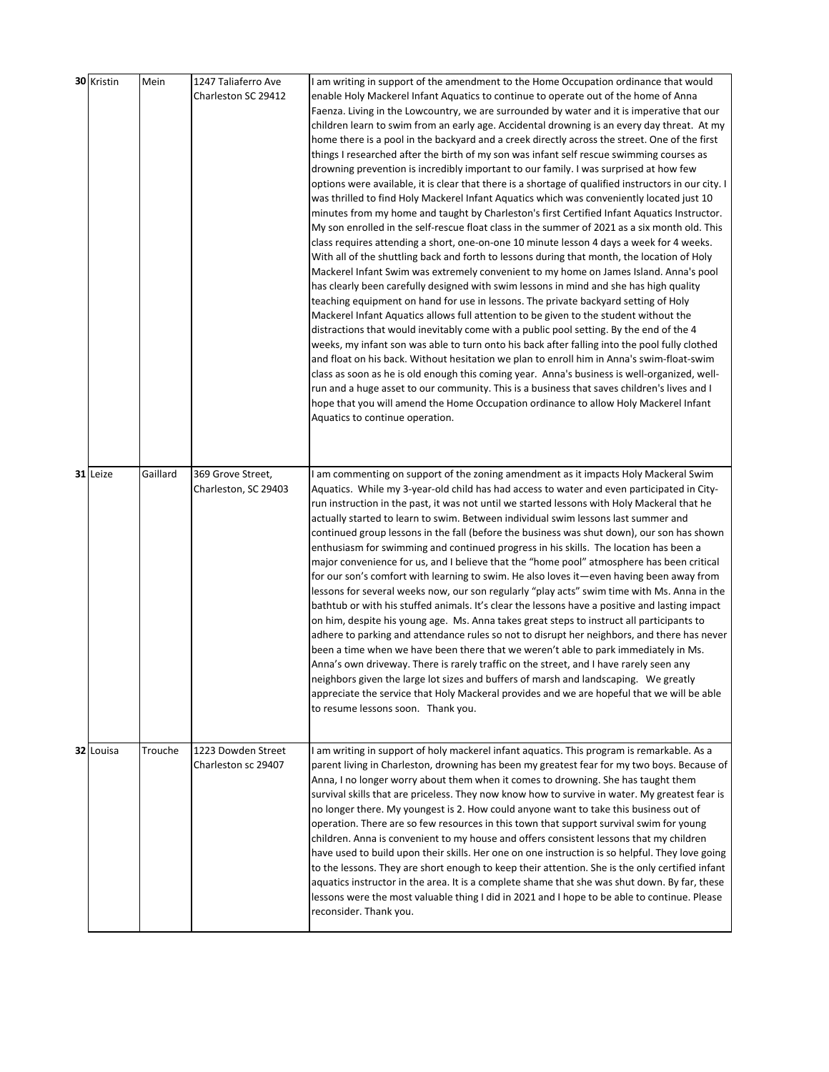| | | | | |
|---|---|---|---|---|
| **30** | Kristin | Mein | 1247 Taliaferro Ave Charleston SC 29412 | I am writing in support of the amendment to the Home Occupation ordinance that would enable Holy Mackerel Infant Aquatics to continue to operate out of the home of Anna Faenza. Living in the Lowcountry, we are surrounded by water and it is imperative that our children learn to swim from an early age. Accidental drowning is an every day threat. At my home there is a pool in the backyard and a creek directly across the street. One of the first things I researched after the birth of my son was infant self rescue swimming courses as drowning prevention is incredibly important to our family. I was surprised at how few options were available, it is clear that there is a shortage of qualified instructors in our city. I was thrilled to find Holy Mackerel Infant Aquatics which was conveniently located just 10 minutes from my home and taught by Charleston's first Certified Infant Aquatics Instructor. My son enrolled in the self-rescue float class in the summer of 2021 as a six month old. This class requires attending a short, one-on-one 10 minute lesson 4 days a week for 4 weeks. With all of the shuttling back and forth to lessons during that month, the location of Holy Mackerel Infant Swim was extremely convenient to my home on James Island. Anna's pool has clearly been carefully designed with swim lessons in mind and she has high quality teaching equipment on hand for use in lessons. The private backyard setting of Holy Mackerel Infant Aquatics allows full attention to be given to the student without the distractions that would inevitably come with a public pool setting. By the end of the 4 weeks, my infant son was able to turn onto his back after falling into the pool fully clothed and float on his back. Without hesitation we plan to enroll him in Anna's swim-float-swim class as soon as he is old enough this coming year. Anna's business is well-organized, well-run and a huge asset to our community. This is a business that saves children's lives and I hope that you will amend the Home Occupation ordinance to allow Holy Mackerel Infant Aquatics to continue operation. |
| **31** | Leize | Gaillard | 369 Grove Street, Charleston, SC 29403 | I am commenting on support of the zoning amendment as it impacts Holy Mackeral Swim Aquatics. While my 3-year-old child has had access to water and even participated in City-run instruction in the past, it was not until we started lessons with Holy Mackeral that he actually started to learn to swim. Between individual swim lessons last summer and continued group lessons in the fall (before the business was shut down), our son has shown enthusiasm for swimming and continued progress in his skills. The location has been a major convenience for us, and I believe that the "home pool" atmosphere has been critical for our son's comfort with learning to swim. He also loves it—even having been away from lessons for several weeks now, our son regularly "play acts" swim time with Ms. Anna in the bathtub or with his stuffed animals. It's clear the lessons have a positive and lasting impact on him, despite his young age. Ms. Anna takes great steps to instruct all participants to adhere to parking and attendance rules so not to disrupt her neighbors, and there has never been a time when we have been there that we weren't able to park immediately in Ms. Anna's own driveway. There is rarely traffic on the street, and I have rarely seen any neighbors given the large lot sizes and buffers of marsh and landscaping. We greatly appreciate the service that Holy Mackeral provides and we are hopeful that we will be able to resume lessons soon. Thank you. |
| **32** | Louisa | Trouche | 1223 Dowden Street Charleston sc 29407 | I am writing in support of holy mackerel infant aquatics. This program is remarkable. As a parent living in Charleston, drowning has been my greatest fear for my two boys. Because of Anna, I no longer worry about them when it comes to drowning. She has taught them survival skills that are priceless. They now know how to survive in water. My greatest fear is no longer there. My youngest is 2. How could anyone want to take this business out of operation. There are so few resources in this town that support survival swim for young children. Anna is convenient to my house and offers consistent lessons that my children have used to build upon their skills. Her one on one instruction is so helpful. They love going to the lessons. They are short enough to keep their attention. She is the only certified infant aquatics instructor in the area. It is a complete shame that she was shut down. By far, these lessons were the most valuable thing I did in 2021 and I hope to be able to continue. Please reconsider. Thank you. |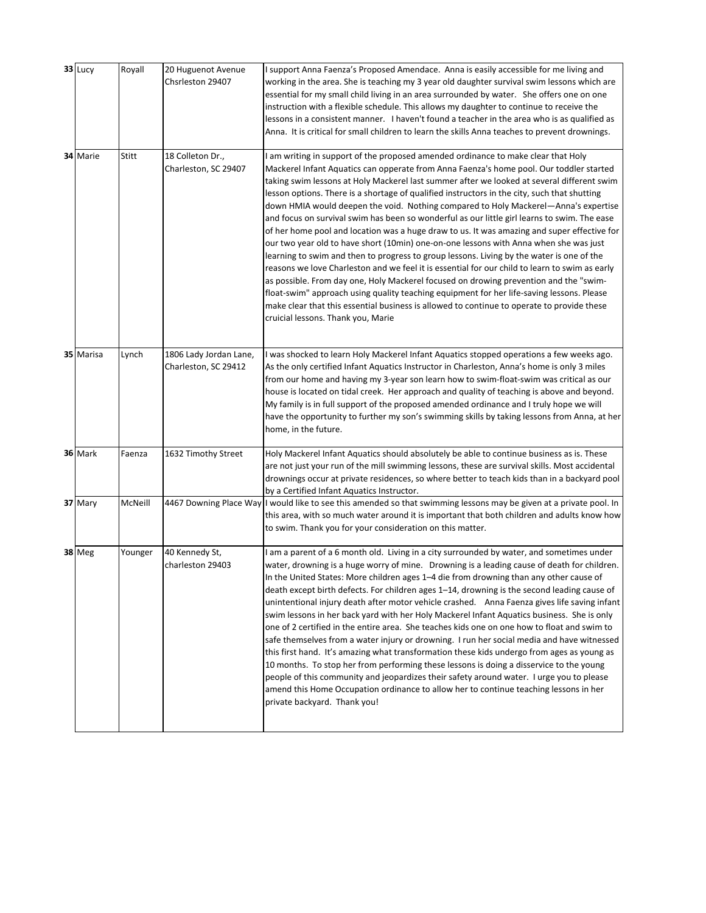| | | | |
|---|---|---|---|
| **33** Lucy | Royall | 20 Huguenot Avenue Chsrleston 29407 | I support Anna Faenza's Proposed Amendace. Anna is easily accessible for me living and working in the area. She is teaching my 3 year old daughter survival swim lessons which are essential for my small child living in an area surrounded by water. She offers one on one instruction with a flexible schedule. This allows my daughter to continue to receive the lessons in a consistent manner. I haven't found a teacher in the area who is as qualified as Anna. It is critical for small children to learn the skills Anna teaches to prevent drownings. |
| **34** Marie | Stitt | 18 Colleton Dr., Charleston, SC 29407 | I am writing in support of the proposed amended ordinance to make clear that Holy Mackerel Infant Aquatics can opperate from Anna Faenza's home pool. Our toddler started taking swim lessons at Holy Mackerel last summer after we looked at several different swim lesson options. There is a shortage of qualified instructors in the city, such that shutting down HMIA would deepen the void. Nothing compared to Holy Mackerel—Anna's expertise and focus on survival swim has been so wonderful as our little girl learns to swim. The ease of her home pool and location was a huge draw to us. It was amazing and super effective for our two year old to have short (10min) one-on-one lessons with Anna when she was just learning to swim and then to progress to group lessons. Living by the water is one of the reasons we love Charleston and we feel it is essential for our child to learn to swim as early as possible. From day one, Holy Mackerel focused on drowing prevention and the "swim-float-swim" approach using quality teaching equipment for her life-saving lessons. Please make clear that this essential business is allowed to continue to operate to provide these cruicial lessons. Thank you, Marie |
| **35** Marisa | Lynch | 1806 Lady Jordan Lane, Charleston, SC 29412 | I was shocked to learn Holy Mackerel Infant Aquatics stopped operations a few weeks ago. As the only certified Infant Aquatics Instructor in Charleston, Anna's home is only 3 miles from our home and having my 3-year son learn how to swim-float-swim was critical as our house is located on tidal creek. Her approach and quality of teaching is above and beyond. My family is in full support of the proposed amended ordinance and I truly hope we will have the opportunity to further my son's swimming skills by taking lessons from Anna, at her home, in the future. |
| **36** Mark | Faenza | 1632 Timothy Street | Holy Mackerel Infant Aquatics should absolutely be able to continue business as is. These are not just your run of the mill swimming lessons, these are survival skills. Most accidental drownings occur at private residences, so where better to teach kids than in a backyard pool by a Certified Infant Aquatics Instructor. |
| **37** Mary | McNeill | 4467 Downing Place Way | I would like to see this amended so that swimming lessons may be given at a private pool. In this area, with so much water around it is important that both children and adults know how to swim. Thank you for your consideration on this matter. |
| **38** Meg | Younger | 40 Kennedy St, charleston 29403 | I am a parent of a 6 month old. Living in a city surrounded by water, and sometimes under water, drowning is a huge worry of mine. Drowning is a leading cause of death for children. In the United States: More children ages 1–4 die from drowning than any other cause of death except birth defects. For children ages 1–14, drowning is the second leading cause of unintentional injury death after motor vehicle crashed. Anna Faenza gives life saving infant swim lessons in her back yard with her Holy Mackerel Infant Aquatics business. She is only one of 2 certified in the entire area. She teaches kids one on one how to float and swim to safe themselves from a water injury or drowning. I run her social media and have witnessed this first hand. It's amazing what transformation these kids undergo from ages as young as 10 months. To stop her from performing these lessons is doing a disservice to the young people of this community and jeopardizes their safety around water. I urge you to please amend this Home Occupation ordinance to allow her to continue teaching lessons in her private backyard. Thank you! |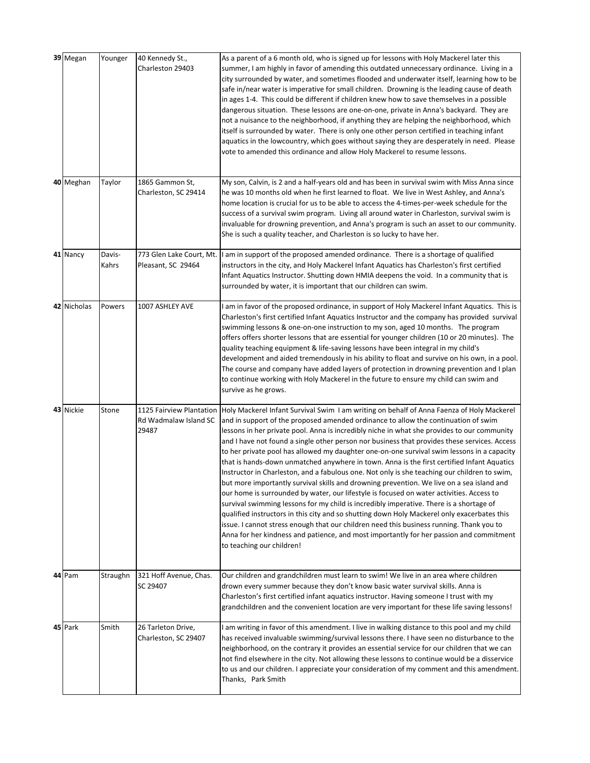| 39 | Megan | Younger | 40 Kennedy St., Charleston 29403 | As a parent of a 6 month old, who is signed up for lessons with Holy Mackerel later this summer, I am highly in favor of amending this outdated unnecessary ordinance. Living in a city surrounded by water, and sometimes flooded and underwater itself, learning how to be safe in/near water is imperative for small children. Drowning is the leading cause of death in ages 1-4. This could be different if children knew how to save themselves in a possible dangerous situation. These lessons are one-on-one, private in Anna's backyard. They are not a nuisance to the neighborhood, if anything they are helping the neighborhood, which itself is surrounded by water. There is only one other person certified in teaching infant aquatics in the lowcountry, which goes without saying they are desperately in need. Please vote to amended this ordinance and allow Holy Mackerel to resume lessons. |
|---|---|---|---|---|
| 40 | Meghan | Taylor | 1865 Gammon St, Charleston, SC 29414 | My son, Calvin, is 2 and a half-years old and has been in survival swim with Miss Anna since he was 10 months old when he first learned to float. We live in West Ashley, and Anna's home location is crucial for us to be able to access the 4-times-per-week schedule for the success of a survival swim program. Living all around water in Charleston, survival swim is invaluable for drowning prevention, and Anna's program is such an asset to our community. She is such a quality teacher, and Charleston is so lucky to have her. |
| 41 | Nancy | Davis-Kahrs | 773 Glen Lake Court, Mt. Pleasant, SC 29464 | I am in support of the proposed amended ordinance. There is a shortage of qualified instructors in the city, and Holy Mackerel Infant Aquatics has Charleston's first certified Infant Aquatics Instructor. Shutting down HMIA deepens the void. In a community that is surrounded by water, it is important that our children can swim. |
| 42 | Nicholas | Powers | 1007 ASHLEY AVE | I am in favor of the proposed ordinance, in support of Holy Mackerel Infant Aquatics. This is Charleston's first certified Infant Aquatics Instructor and the company has provided survival swimming lessons & one-on-one instruction to my son, aged 10 months. The program offers offers shorter lessons that are essential for younger children (10 or 20 minutes). The quality teaching equipment & life-saving lessons have been integral in my child's development and aided tremendously in his ability to float and survive on his own, in a pool. The course and company have added layers of protection in drowning prevention and I plan to continue working with Holy Mackerel in the future to ensure my child can swim and survive as he grows. |
| 43 | Nickie | Stone | 1125 Fairview Plantation Rd Wadmalaw Island SC 29487 | Holy Mackerel Infant Survival Swim I am writing on behalf of Anna Faenza of Holy Mackerel and in support of the proposed amended ordinance to allow the continuation of swim lessons in her private pool. Anna is incredibly niche in what she provides to our community and I have not found a single other person nor business that provides these services. Access to her private pool has allowed my daughter one-on-one survival swim lessons in a capacity that is hands-down unmatched anywhere in town. Anna is the first certified Infant Aquatics Instructor in Charleston, and a fabulous one. Not only is she teaching our children to swim, but more importantly survival skills and drowning prevention. We live on a sea island and our home is surrounded by water, our lifestyle is focused on water activities. Access to survival swimming lessons for my child is incredibly imperative. There is a shortage of qualified instructors in this city and so shutting down Holy Mackerel only exacerbates this issue. I cannot stress enough that our children need this business running. Thank you to Anna for her kindness and patience, and most importantly for her passion and commitment to teaching our children! |
| 44 | Pam | Straughn | 321 Hoff Avenue, Chas. SC 29407 | Our children and grandchildren must learn to swim! We live in an area where children drown every summer because they don't know basic water survival skills. Anna is Charleston's first certified infant aquatics instructor. Having someone I trust with my grandchildren and the convenient location are very important for these life saving lessons! |
| 45 | Park | Smith | 26 Tarleton Drive, Charleston, SC 29407 | I am writing in favor of this amendment. I live in walking distance to this pool and my child has received invaluable swimming/survival lessons there. I have seen no disturbance to the neighborhood, on the contrary it provides an essential service for our children that we can not find elsewhere in the city. Not allowing these lessons to continue would be a disservice to us and our children. I appreciate your consideration of my comment and this amendment. Thanks, Park Smith |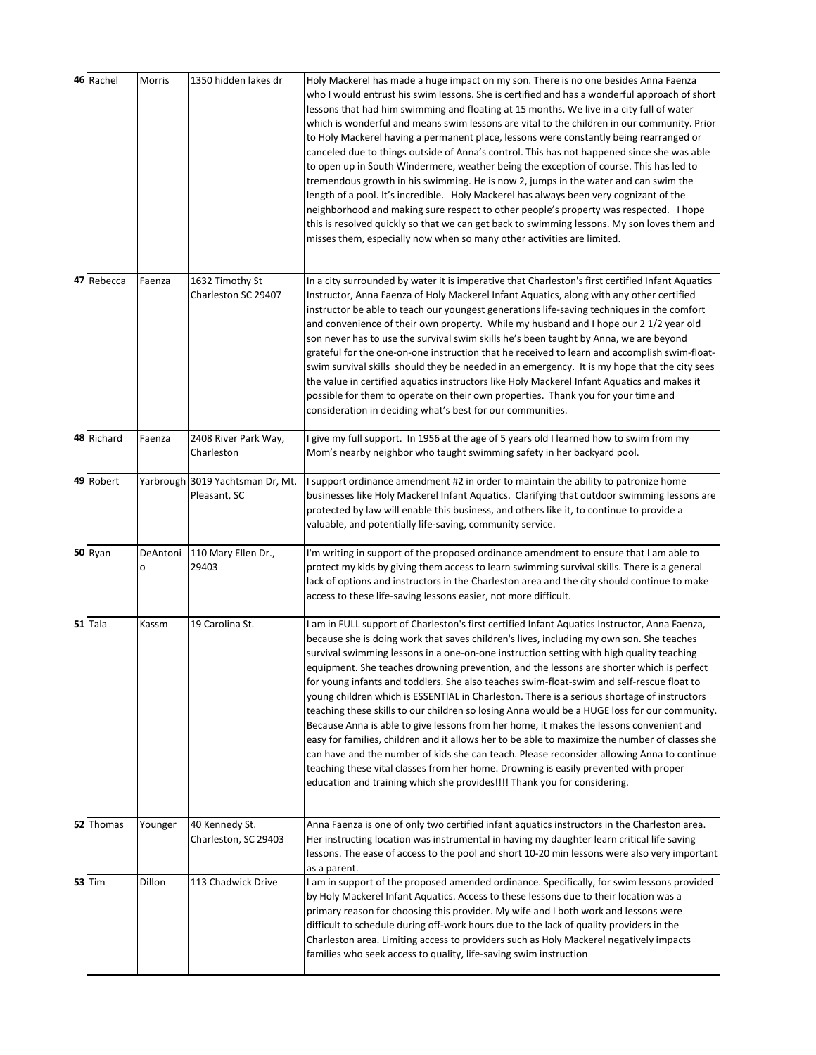| | | | | |
|---|---|---|---|---|
| 46 | Rachel | Morris | 1350 hidden lakes dr | Holy Mackerel has made a huge impact on my son. There is no one besides Anna Faenza who I would entrust his swim lessons. She is certified and has a wonderful approach of short lessons that had him swimming and floating at 15 months. We live in a city full of water which is wonderful and means swim lessons are vital to the children in our community. Prior to Holy Mackerel having a permanent place, lessons were constantly being rearranged or canceled due to things outside of Anna's control. This has not happened since she was able to open up in South Windermere, weather being the exception of course. This has led to tremendous growth in his swimming. He is now 2, jumps in the water and can swim the length of a pool. It's incredible. Holy Mackerel has always been very cognizant of the neighborhood and making sure respect to other people's property was respected. I hope this is resolved quickly so that we can get back to swimming lessons. My son loves them and misses them, especially now when so many other activities are limited. |
| 47 | Rebecca | Faenza | 1632 Timothy St Charleston SC 29407 | In a city surrounded by water it is imperative that Charleston's first certified Infant Aquatics Instructor, Anna Faenza of Holy Mackerel Infant Aquatics, along with any other certified instructor be able to teach our youngest generations life-saving techniques in the comfort and convenience of their own property. While my husband and I hope our 2 1/2 year old son never has to use the survival swim skills he's been taught by Anna, we are beyond grateful for the one-on-one instruction that he received to learn and accomplish swim-float-swim survival skills should they be needed in an emergency. It is my hope that the city sees the value in certified aquatics instructors like Holy Mackerel Infant Aquatics and makes it possible for them to operate on their own properties. Thank you for your time and consideration in deciding what's best for our communities. |
| 48 | Richard | Faenza | 2408 River Park Way, Charleston | I give my full support. In 1956 at the age of 5 years old I learned how to swim from my Mom's nearby neighbor who taught swimming safety in her backyard pool. |
| 49 | Robert | Yarbrough | 3019 Yachtsman Dr, Mt. Pleasant, SC | I support ordinance amendment #2 in order to maintain the ability to patronize home businesses like Holy Mackerel Infant Aquatics. Clarifying that outdoor swimming lessons are protected by law will enable this business, and others like it, to continue to provide a valuable, and potentially life-saving, community service. |
| 50 | Ryan | DeAntonio | 110 Mary Ellen Dr., 29403 | I'm writing in support of the proposed ordinance amendment to ensure that I am able to protect my kids by giving them access to learn swimming survival skills. There is a general lack of options and instructors in the Charleston area and the city should continue to make access to these life-saving lessons easier, not more difficult. |
| 51 | Tala | Kassm | 19 Carolina St. | I am in FULL support of Charleston's first certified Infant Aquatics Instructor, Anna Faenza, because she is doing work that saves children's lives, including my own son. She teaches survival swimming lessons in a one-on-one instruction setting with high quality teaching equipment. She teaches drowning prevention, and the lessons are shorter which is perfect for young infants and toddlers. She also teaches swim-float-swim and self-rescue float to young children which is ESSENTIAL in Charleston. There is a serious shortage of instructors teaching these skills to our children so losing Anna would be a HUGE loss for our community. Because Anna is able to give lessons from her home, it makes the lessons convenient and easy for families, children and it allows her to be able to maximize the number of classes she can have and the number of kids she can teach. Please reconsider allowing Anna to continue teaching these vital classes from her home. Drowning is easily prevented with proper education and training which she provides!!!! Thank you for considering. |
| 52 | Thomas | Younger | 40 Kennedy St. Charleston, SC 29403 | Anna Faenza is one of only two certified infant aquatics instructors in the Charleston area. Her instructing location was instrumental in having my daughter learn critical life saving lessons. The ease of access to the pool and short 10-20 min lessons were also very important as a parent. |
| 53 | Tim | Dillon | 113 Chadwick Drive | I am in support of the proposed amended ordinance. Specifically, for swim lessons provided by Holy Mackerel Infant Aquatics. Access to these lessons due to their location was a primary reason for choosing this provider. My wife and I both work and lessons were difficult to schedule during off-work hours due to the lack of quality providers in the Charleston area. Limiting access to providers such as Holy Mackerel negatively impacts families who seek access to quality, life-saving swim instruction |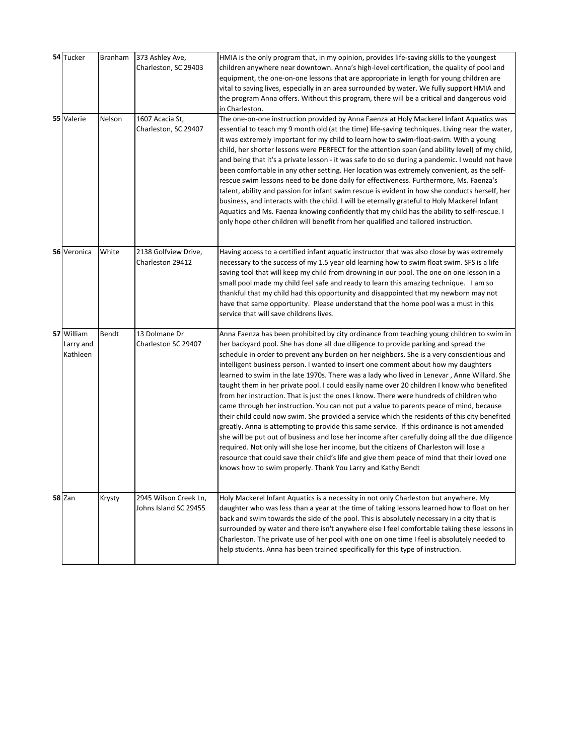| | | | | |
|---|---|---|---|---|
| 54 | Tucker | Branham | 373 Ashley Ave, Charleston, SC 29403 | HMIA is the only program that, in my opinion, provides life-saving skills to the youngest children anywhere near downtown. Anna's high-level certification, the quality of pool and equipment, the one-on-one lessons that are appropriate in length for young children are vital to saving lives, especially in an area surrounded by water. We fully support HMIA and the program Anna offers. Without this program, there will be a critical and dangerous void in Charleston. |
| 55 | Valerie | Nelson | 1607 Acacia St, Charleston, SC 29407 | The one-on-one instruction provided by Anna Faenza at Holy Mackerel Infant Aquatics was essential to teach my 9 month old (at the time) life-saving techniques. Living near the water, it was extremely important for my child to learn how to swim-float-swim. With a young child, her shorter lessons were PERFECT for the attention span (and ability level) of my child, and being that it's a private lesson - it was safe to do so during a pandemic. I would not have been comfortable in any other setting. Her location was extremely convenient, as the self-rescue swim lessons need to be done daily for effectiveness. Furthermore, Ms. Faenza's talent, ability and passion for infant swim rescue is evident in how she conducts herself, her business, and interacts with the child. I will be eternally grateful to Holy Mackerel Infant Aquatics and Ms. Faenza knowing confidently that my child has the ability to self-rescue. I only hope other children will benefit from her qualified and tailored instruction. |
| 56 | Veronica | White | 2138 Golfview Drive, Charleston 29412 | Having access to a certified infant aquatic instructor that was also close by was extremely necessary to the success of my 1.5 year old learning how to swim float swim. SFS is a life saving tool that will keep my child from drowning in our pool. The one on one lesson in a small pool made my child feel safe and ready to learn this amazing technique. I am so thankful that my child had this opportunity and disappointed that my newborn may not have that same opportunity. Please understand that the home pool was a must in this service that will save childrens lives. |
| 57 | William Larry and Kathleen | Bendt | 13 Dolmane Dr Charleston SC 29407 | Anna Faenza has been prohibited by city ordinance from teaching young children to swim in her backyard pool. She has done all due diligence to provide parking and spread the schedule in order to prevent any burden on her neighbors. She is a very conscientious and intelligent business person. I wanted to insert one comment about how my daughters learned to swim in the late 1970s. There was a lady who lived in Lenevar , Anne Willard. She taught them in her private pool. I could easily name over 20 children I know who benefited from her instruction. That is just the ones I know. There were hundreds of children who came through her instruction. You can not put a value to parents peace of mind, because their child could now swim. She provided a service which the residents of this city benefited greatly. Anna is attempting to provide this same service. If this ordinance is not amended she will be put out of business and lose her income after carefully doing all the due diligence required. Not only will she lose her income, but the citizens of Charleston will lose a resource that could save their child's life and give them peace of mind that their loved one knows how to swim properly. Thank You Larry and Kathy Bendt |
| 58 | Zan | Krysty | 2945 Wilson Creek Ln, Johns Island SC 29455 | Holy Mackerel Infant Aquatics is a necessity in not only Charleston but anywhere. My daughter who was less than a year at the time of taking lessons learned how to float on her back and swim towards the side of the pool. This is absolutely necessary in a city that is surrounded by water and there isn't anywhere else I feel comfortable taking these lessons in Charleston. The private use of her pool with one on one time I feel is absolutely needed to help students. Anna has been trained specifically for this type of instruction. |